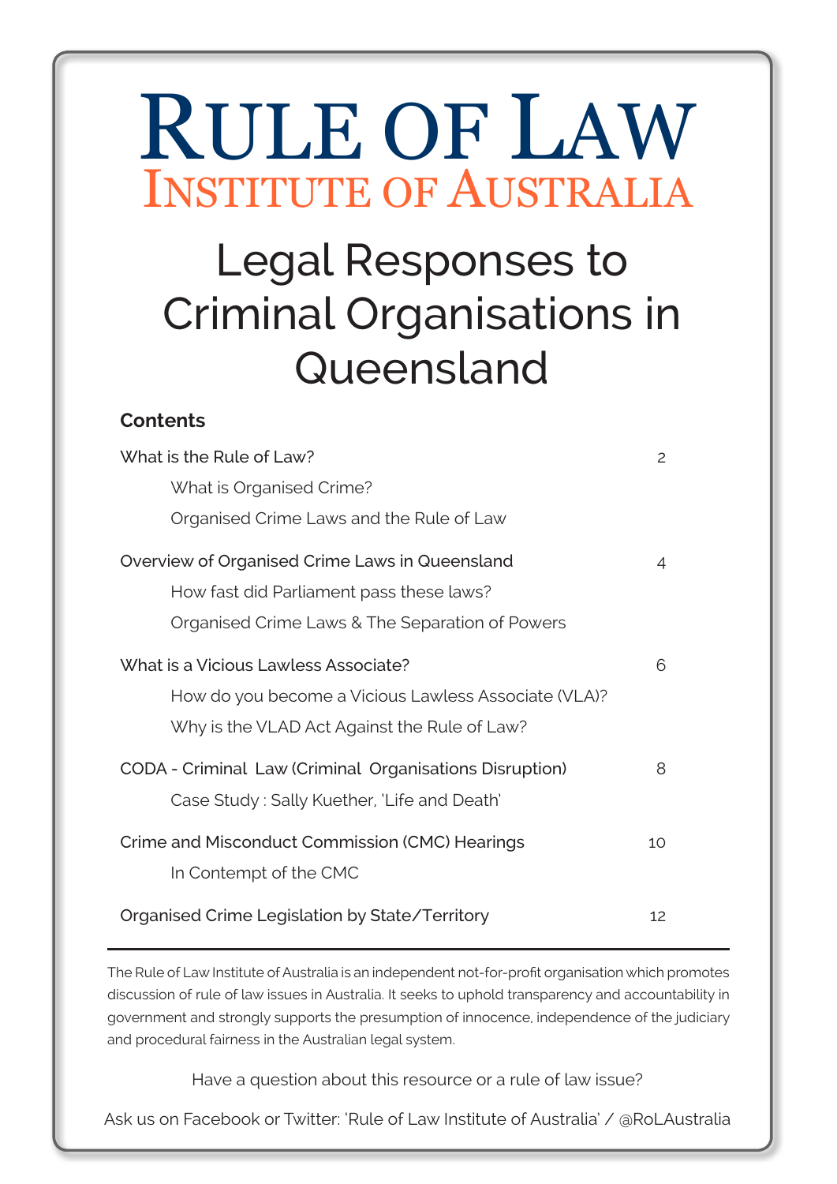# Rule of Law

## Institute of Australia

# Legal Responses to Criminal Organisations in Queensland

**Contents**

| | |
|---|---|
| What is the Rule of Law? | 2 |
| &nbsp;&nbsp;&nbsp;&nbsp;What is Organised Crime? | |
| &nbsp;&nbsp;&nbsp;&nbsp;Organised Crime Laws and the Rule of Law | |
| Overview of Organised Crime Laws in Queensland | 4 |
| &nbsp;&nbsp;&nbsp;&nbsp;How fast did Parliament pass these laws? | |
| &nbsp;&nbsp;&nbsp;&nbsp;Organised Crime Laws & The Separation of Powers | |
| What is a Vicious Lawless Associate? | 6 |
| &nbsp;&nbsp;&nbsp;&nbsp;How do you become a Vicious Lawless Associate (VLA)? | |
| &nbsp;&nbsp;&nbsp;&nbsp;Why is the VLAD Act Against the Rule of Law? | |
| CODA - Criminal Law (Criminal Organisations Disruption) | 8 |
| &nbsp;&nbsp;&nbsp;&nbsp;Case Study : Sally Kuether, 'Life and Death' | |
| Crime and Misconduct Commission (CMC) Hearings | 10 |
| &nbsp;&nbsp;&nbsp;&nbsp;In Contempt of the CMC | |
| Organised Crime Legislation by State/Territory | 12 |

---

The Rule of Law Institute of Australia is an independent not-for-profit organisation which promotes discussion of rule of law issues in Australia. It seeks to uphold transparency and accountability in government and strongly supports the presumption of innocence, independence of the judiciary and procedural fairness in the Australian legal system.

Have a question about this resource or a rule of law issue?

Ask us on Facebook or Twitter: 'Rule of Law Institute of Australia' / @RoLAustralia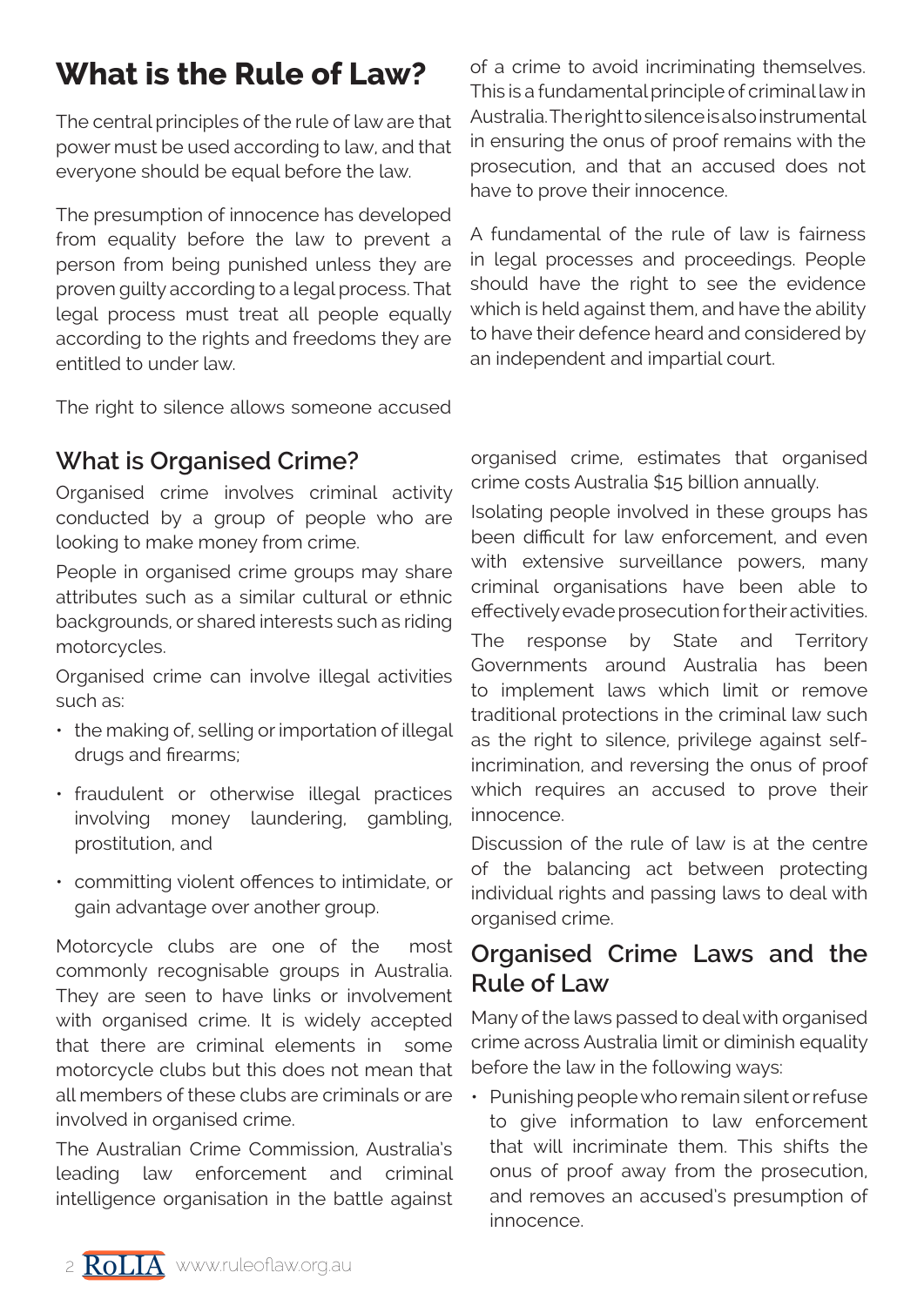# What is the Rule of Law?

The central principles of the rule of law are that power must be used according to law, and that everyone should be equal before the law.

The presumption of innocence has developed from equality before the law to prevent a person from being punished unless they are proven guilty according to a legal process. That legal process must treat all people equally according to the rights and freedoms they are entitled to under law.

The right to silence allows someone accused of a crime to avoid incriminating themselves. This is a fundamental principle of criminal law in Australia. The right to silence is also instrumental in ensuring the onus of proof remains with the prosecution, and that an accused does not have to prove their innocence.

A fundamental of the rule of law is fairness in legal processes and proceedings. People should have the right to see the evidence which is held against them, and have the ability to have their defence heard and considered by an independent and impartial court.

## What is Organised Crime?

Organised crime involves criminal activity conducted by a group of people who are looking to make money from crime.

People in organised crime groups may share attributes such as a similar cultural or ethnic backgrounds, or shared interests such as riding motorcycles.

Organised crime can involve illegal activities such as:

- the making of, selling or importation of illegal drugs and firearms;
- fraudulent or otherwise illegal practices involving money laundering, gambling, prostitution, and
- committing violent offences to intimidate, or gain advantage over another group.

Motorcycle clubs are one of the most commonly recognisable groups in Australia. They are seen to have links or involvement with organised crime. It is widely accepted that there are criminal elements in some motorcycle clubs but this does not mean that all members of these clubs are criminals or are involved in organised crime.

The Australian Crime Commission, Australia's leading law enforcement and criminal intelligence organisation in the battle against organised crime, estimates that organised crime costs Australia $15 billion annually.

Isolating people involved in these groups has been difficult for law enforcement, and even with extensive surveillance powers, many criminal organisations have been able to effectively evade prosecution for their activities.

The response by State and Territory Governments around Australia has been to implement laws which limit or remove traditional protections in the criminal law such as the right to silence, privilege against self-incrimination, and reversing the onus of proof which requires an accused to prove their innocence.

Discussion of the rule of law is at the centre of the balancing act between protecting individual rights and passing laws to deal with organised crime.

## Organised Crime Laws and the Rule of Law

Many of the laws passed to deal with organised crime across Australia limit or diminish equality before the law in the following ways:

- Punishing people who remain silent or refuse to give information to law enforcement that will incriminate them. This shifts the onus of proof away from the prosecution, and removes an accused's presumption of innocence.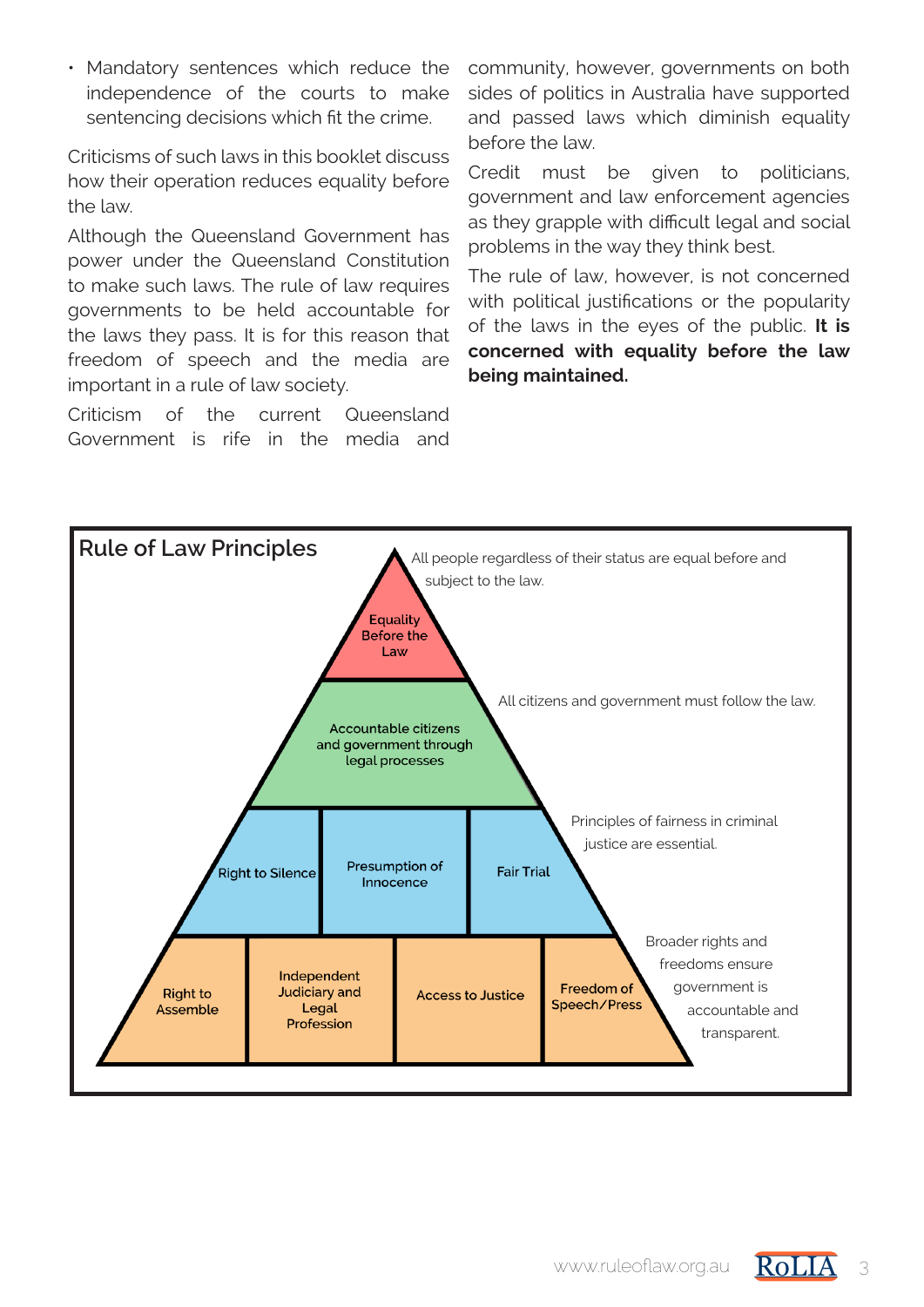- Mandatory sentences which reduce the independence of the courts to make sentencing decisions which fit the crime.

Criticisms of such laws in this booklet discuss how their operation reduces equality before the law.

Although the Queensland Government has power under the Queensland Constitution to make such laws. The rule of law requires governments to be held accountable for the laws they pass. It is for this reason that freedom of speech and the media are important in a rule of law society.

Criticism of the current Queensland Government is rife in the media and community, however, governments on both sides of politics in Australia have supported and passed laws which diminish equality before the law.

Credit must be given to politicians, government and law enforcement agencies as they grapple with difficult legal and social problems in the way they think best.

The rule of law, however, is not concerned with political justifications or the popularity of the laws in the eyes of the public. **It is concerned with equality before the law being maintained.**

## Rule of Law Principles

- **Equality Before the Law** — All people regardless of their status are equal before and subject to the law.
- **Accountable citizens and government through legal processes** — All citizens and government must follow the law.
- **Right to Silence | Presumption of Innocence | Fair Trial** — Principles of fairness in criminal justice are essential.
- **Right to Assemble | Independent Judiciary and Legal Profession | Access to Justice | Freedom of Speech/Press** — Broader rights and freedoms ensure government is accountable and transparent.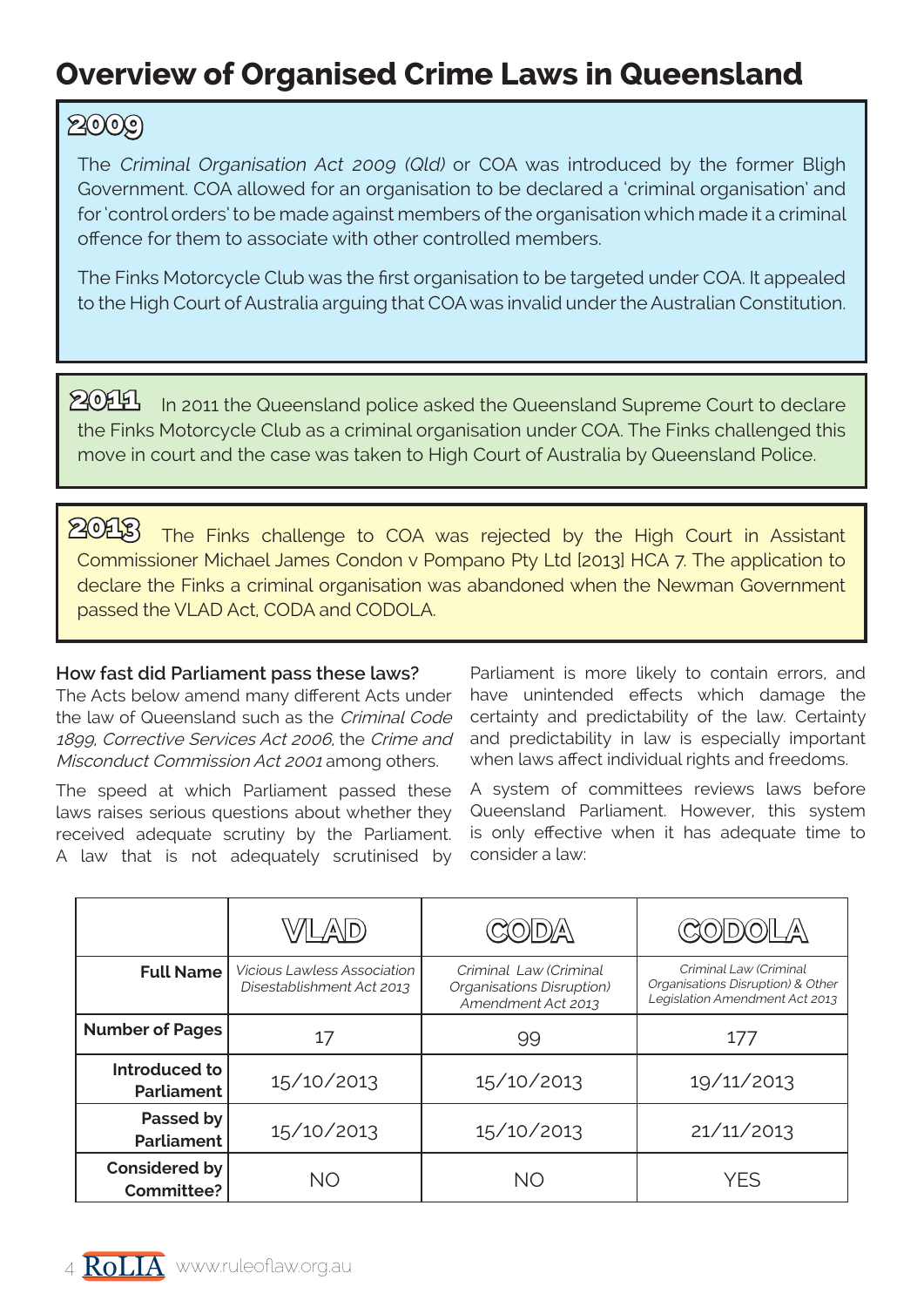# Overview of Organised Crime Laws in Queensland

## 2009

The *Criminal Organisation Act 2009 (Qld)* or COA was introduced by the former Bligh Government. COA allowed for an organisation to be declared a 'criminal organisation' and for 'control orders' to be made against members of the organisation which made it a criminal offence for them to associate with other controlled members.

The Finks Motorcycle Club was the first organisation to be targeted under COA. It appealed to the High Court of Australia arguing that COA was invalid under the Australian Constitution.

## 2011

In 2011 the Queensland police asked the Queensland Supreme Court to declare the Finks Motorcycle Club as a criminal organisation under COA. The Finks challenged this move in court and the case was taken to High Court of Australia by Queensland Police.

## 2013

The Finks challenge to COA was rejected by the High Court in Assistant Commissioner Michael James Condon v Pompano Pty Ltd [2013] HCA 7. The application to declare the Finks a criminal organisation was abandoned when the Newman Government passed the VLAD Act, CODA and CODOLA.

**How fast did Parliament pass these laws?**

The Acts below amend many different Acts under the law of Queensland such as the *Criminal Code 1899*, *Corrective Services Act 2006*, the *Crime and Misconduct Commission Act 2001* among others.

The speed at which Parliament passed these laws raises serious questions about whether they received adequate scrutiny by the Parliament. A law that is not adequately scrutinised by Parliament is more likely to contain errors, and have unintended effects which damage the certainty and predictability of the law. Certainty and predictability in law is especially important when laws affect individual rights and freedoms.

A system of committees reviews laws before Queensland Parliament. However, this system is only effective when it has adequate time to consider a law:

| | VLAD | CODA | CODOLA |
|---|---|---|---|
| **Full Name** | *Vicious Lawless Association Disestablishment Act 2013* | *Criminal Law (Criminal Organisations Disruption) Amendment Act 2013* | *Criminal Law (Criminal Organisations Disruption) & Other Legislation Amendment Act 2013* |
| **Number of Pages** | 17 | 99 | 177 |
| **Introduced to Parliament** | 15/10/2013 | 15/10/2013 | 19/11/2013 |
| **Passed by Parliament** | 15/10/2013 | 15/10/2013 | 21/11/2013 |
| **Considered by Committee?** | NO | NO | YES |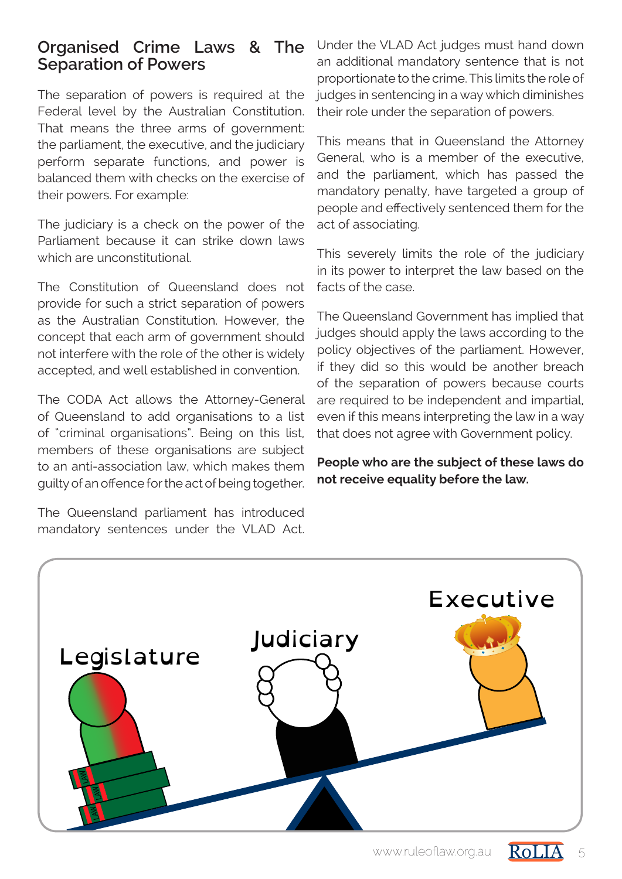## Organised Crime Laws & The Separation of Powers

The separation of powers is required at the Federal level by the Australian Constitution. That means the three arms of government: the parliament, the executive, and the judiciary perform separate functions, and power is balanced them with checks on the exercise of their powers. For example:

The judiciary is a check on the power of the Parliament because it can strike down laws which are unconstitutional.

The Constitution of Queensland does not provide for such a strict separation of powers as the Australian Constitution. However, the concept that each arm of government should not interfere with the role of the other is widely accepted, and well established in convention.

The CODA Act allows the Attorney-General of Queensland to add organisations to a list of "criminal organisations". Being on this list, members of these organisations are subject to an anti-association law, which makes them guilty of an offence for the act of being together.

The Queensland parliament has introduced mandatory sentences under the VLAD Act. Under the VLAD Act judges must hand down an additional mandatory sentence that is not proportionate to the crime. This limits the role of judges in sentencing in a way which diminishes their role under the separation of powers.

This means that in Queensland the Attorney General, who is a member of the executive, and the parliament, which has passed the mandatory penalty, have targeted a group of people and effectively sentenced them for the act of associating.

This severely limits the role of the judiciary in its power to interpret the law based on the facts of the case.

The Queensland Government has implied that judges should apply the laws according to the policy objectives of the parliament. However, if they did so this would be another breach of the separation of powers because courts are required to be independent and impartial, even if this means interpreting the law in a way that does not agree with Government policy.

**People who are the subject of these laws do not receive equality before the law.**

Legislature

Judiciary

Executive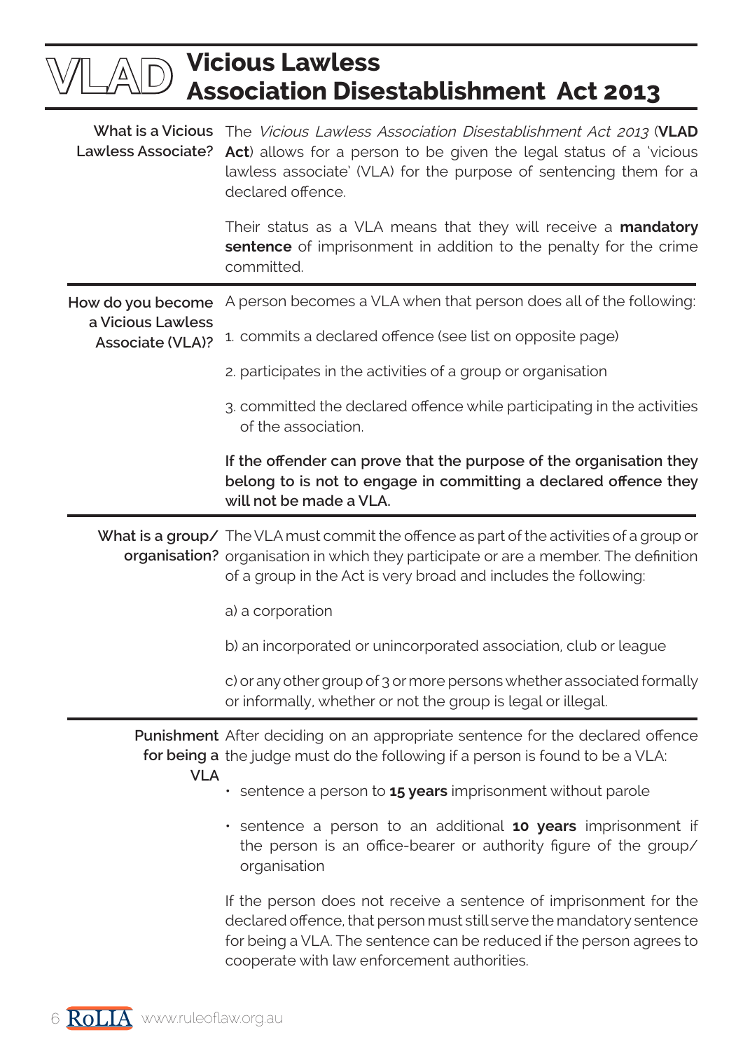# VLAD Vicious Lawless Association Disestablishment Act 2013

**What is a Vicious Lawless Associate?**

The *Vicious Lawless Association Disestablishment Act 2013* (**VLAD Act**) allows for a person to be given the legal status of a 'vicious lawless associate' (VLA) for the purpose of sentencing them for a declared offence.

Their status as a VLA means that they will receive a **mandatory sentence** of imprisonment in addition to the penalty for the crime committed.

**How do you become a Vicious Lawless Associate (VLA)?**

A person becomes a VLA when that person does all of the following:

1. commits a declared offence (see list on opposite page)
2. participates in the activities of a group or organisation
3. committed the declared offence while participating in the activities of the association.

**If the offender can prove that the purpose of the organisation they belong to is not to engage in committing a declared offence they will not be made a VLA.**

**What is a group/organisation?**

The VLA must commit the offence as part of the activities of a group or organisation in which they participate or are a member. The definition of a group in the Act is very broad and includes the following:

a) a corporation

b) an incorporated or unincorporated association, club or league

c) or any other group of 3 or more persons whether associated formally or informally, whether or not the group is legal or illegal.

**Punishment for being a VLA**

After deciding on an appropriate sentence for the declared offence the judge must do the following if a person is found to be a VLA:

- sentence a person to **15 years** imprisonment without parole
- sentence a person to an additional **10 years** imprisonment if the person is an office-bearer or authority figure of the group/organisation

If the person does not receive a sentence of imprisonment for the declared offence, that person must still serve the mandatory sentence for being a VLA. The sentence can be reduced if the person agrees to cooperate with law enforcement authorities.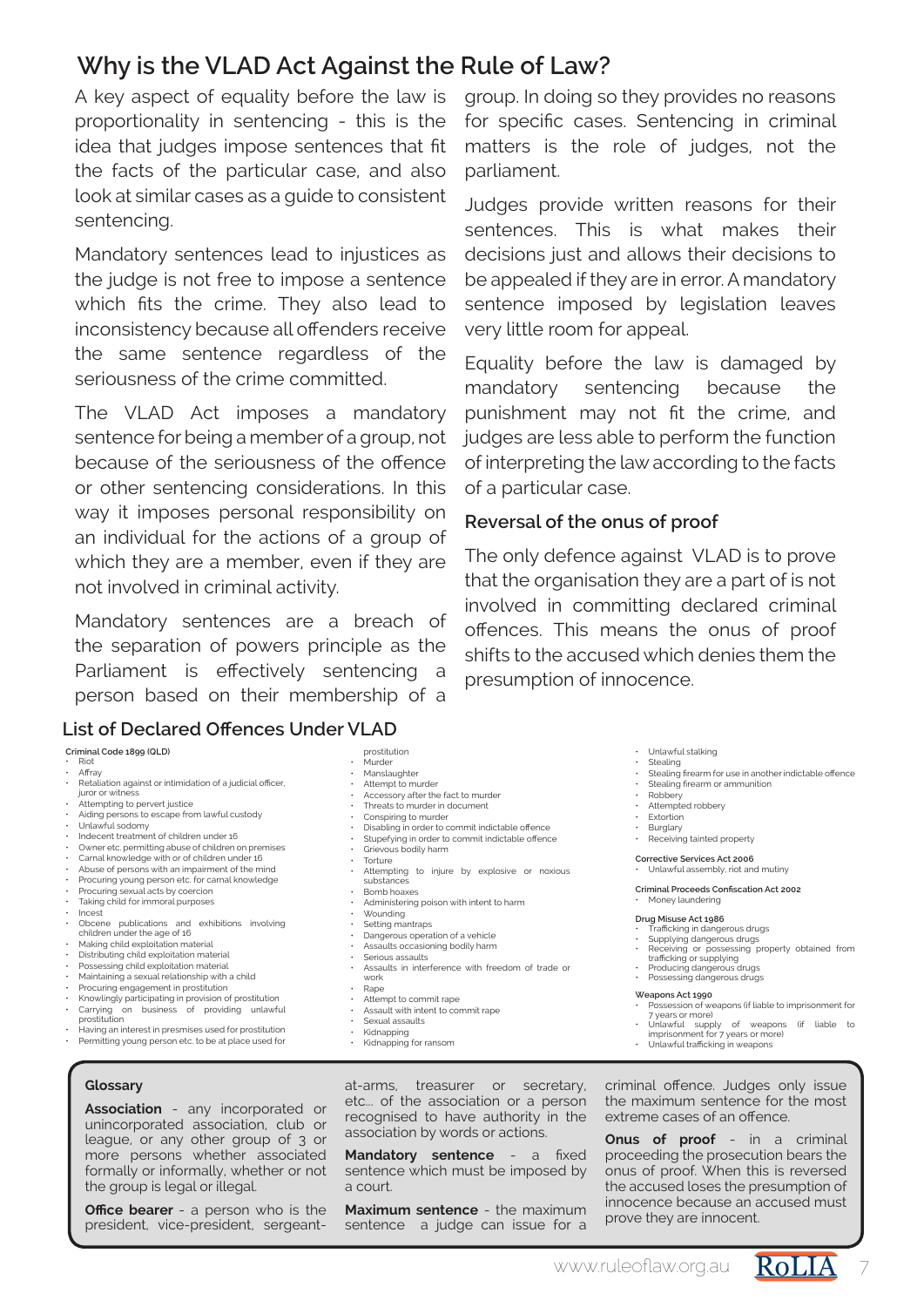## Why is the VLAD Act Against the Rule of Law?

A key aspect of equality before the law is proportionality in sentencing - this is the idea that judges impose sentences that fit the facts of the particular case, and also look at similar cases as a guide to consistent sentencing.

Mandatory sentences lead to injustices as the judge is not free to impose a sentence which fits the crime. They also lead to inconsistency because all offenders receive the same sentence regardless of the seriousness of the crime committed.

The VLAD Act imposes a mandatory sentence for being a member of a group, not because of the seriousness of the offence or other sentencing considerations. In this way it imposes personal responsibility on an individual for the actions of a group of which they are a member, even if they are not involved in criminal activity.

Mandatory sentences are a breach of the separation of powers principle as the Parliament is effectively sentencing a person based on their membership of a group. In doing so they provides no reasons for specific cases. Sentencing in criminal matters is the role of judges, not the parliament.

Judges provide written reasons for their sentences. This is what makes their decisions just and allows their decisions to be appealed if they are in error. A mandatory sentence imposed by legislation leaves very little room for appeal.

Equality before the law is damaged by mandatory sentencing because the punishment may not fit the crime, and judges are less able to perform the function of interpreting the law according to the facts of a particular case.

### Reversal of the onus of proof

The only defence against VLAD is to prove that the organisation they are a part of is not involved in committing declared criminal offences. This means the onus of proof shifts to the accused which denies them the presumption of innocence.

### List of Declared Offences Under VLAD

**Criminal Code 1899 (QLD)**

- Riot
- Affray
- Retaliation against or intimidation of a judicial officer, juror or witness
- Attempting to pervert justice
- Aiding persons to escape from lawful custody
- Unlawful sodomy
- Indecent treatment of children under 16
- Owner etc. permitting abuse of children on premises
- Carnal knowledge with or of children under 16
- Abuse of persons with an impairment of the mind
- Procuring young person etc. for carnal knowledge
- Procuring sexual acts by coercion
- Taking child for immoral purposes
- Incest
- Obcene publications and exhibitions involving children under the age of 16
- Making child exploitation material
- Distributing child exploitation material
- Possessing child exploitation material
- Maintaining a sexual relationship with a child
- Procuring engagement in prostitution
- Knowingly participating in provision of prostitution
- Carrying on business of providing unlawful prostitution
- Having an interest in presmises used for prostitution
- Permitting young person etc. to be at place used for prostitution
- Murder
- Manslaughter
- Attempt to murder
- Accessory after the fact to murder
- Threats to murder in document
- Conspiring to murder
- Disabling in order to commit indictable offence
- Stupefying in order to commit indictable offence
- Grievous bodily harm
- Torture
- Attempting to injure by explosive or noxious substances
- Bomb hoaxes
- Administering poison with intent to harm
- Wounding
- Setting mantraps
- Dangerous operation of a vehicle
- Assaults occasioning bodily harm
- Serious assaults
- Assaults in interference with freedom of trade or work
- Rape
- Attempt to commit rape
- Assault with intent to commit rape
- Sexual assaults
- Kidnapping
- Kidnapping for ransom
- Unlawful stalking
- Stealing
- Stealing firearm for use in another indictable offence
- Stealing firearm or ammunition
- Robbery
- Attempted robbery
- Extortion
- Burglary
- Receiving tainted property

**Corrective Services Act 2006**

- Unlawful assembly, riot and mutiny

**Criminal Proceeds Confiscation Act 2002**

- Money laundering

**Drug Misuse Act 1986**

- Trafficking in dangerous drugs
- Supplying dangerous drugs
- Receiving or possessing property obtained from trafficking or supplying
- Producing dangerous drugs
- Possessing dangerous drugs

**Weapons Act 1990**

- Possession of weapons (if liable to imprisonment for 7 years or more)
- Unlawful supply of weapons (if liable to imprisonment for 7 years or more)
- Unlawful trafficking in weapons

### Glossary

**Association** - any incorporated or unincorporated association, club or league, or any other group of 3 or more persons whether associated formally or informally, whether or not the group is legal or illegal.

**Office bearer** - a person who is the president, vice-president, sergeant-at-arms, treasurer or secretary, etc... of the association or a person recognised to have authority in the association by words or actions.

**Mandatory sentence** - a fixed sentence which must be imposed by a court.

**Maximum sentence** - the maximum sentence a judge can issue for a criminal offence. Judges only issue the maximum sentence for the most extreme cases of an offence.

**Onus of proof** - in a criminal proceeding the prosecution bears the onus of proof. When this is reversed the accused loses the presumption of innocence because an accused must prove they are innocent.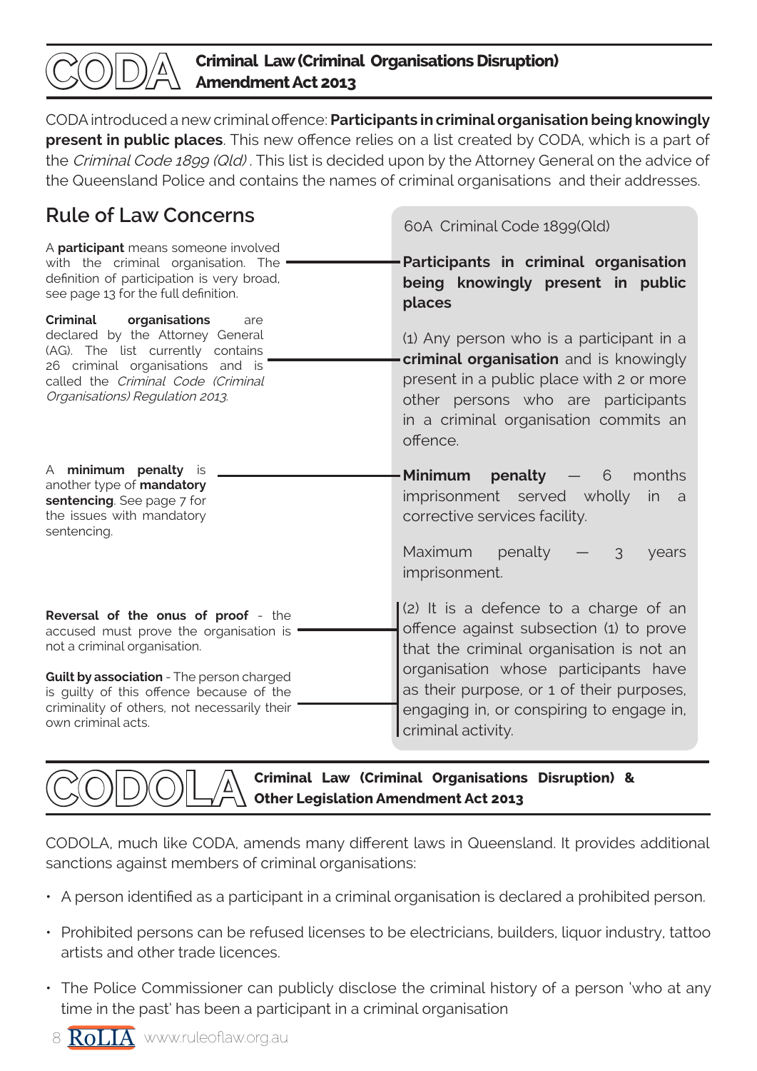## CODA Criminal Law (Criminal Organisations Disruption) Amendment Act 2013

CODA introduced a new criminal offence: **Participants in criminal organisation being knowingly present in public places**. This new offence relies on a list created by CODA, which is a part of the *Criminal Code 1899 (Qld)*. This list is decided upon by the Attorney General on the advice of the Queensland Police and contains the names of criminal organisations and their addresses.

### Rule of Law Concerns

60A Criminal Code 1899(Qld)

**Participants in criminal organisation being knowingly present in public places**

A **participant** means someone involved with the criminal organisation. The definition of participation is very broad, see page 13 for the full definition.

**Criminal organisations** are declared by the Attorney General (AG). The list currently contains 26 criminal organisations and is called the *Criminal Code (Criminal Organisations) Regulation 2013*.

(1) Any person who is a participant in a **criminal organisation** and is knowingly present in a public place with 2 or more other persons who are participants in a criminal organisation commits an offence.

A **minimum penalty** is another type of **mandatory sentencing**. See page 7 for the issues with mandatory sentencing.

**Minimum penalty** — 6 months imprisonment served wholly in a corrective services facility.

Maximum penalty — 3 years imprisonment.

**Reversal of the onus of proof** - the accused must prove the organisation is not a criminal organisation.

**Guilt by association** - The person charged is guilty of this offence because of the criminality of others, not necessarily their own criminal acts.

(2) It is a defence to a charge of an offence against subsection (1) to prove that the criminal organisation is not an organisation whose participants have as their purpose, or 1 of their purposes, engaging in, or conspiring to engage in, criminal activity.

## CODOLA Criminal Law (Criminal Organisations Disruption) & Other Legislation Amendment Act 2013

CODOLA, much like CODA, amends many different laws in Queensland. It provides additional sanctions against members of criminal organisations:

- A person identified as a participant in a criminal organisation is declared a prohibited person.
- Prohibited persons can be refused licenses to be electricians, builders, liquor industry, tattoo artists and other trade licences.
- The Police Commissioner can publicly disclose the criminal history of a person 'who at any time in the past' has been a participant in a criminal organisation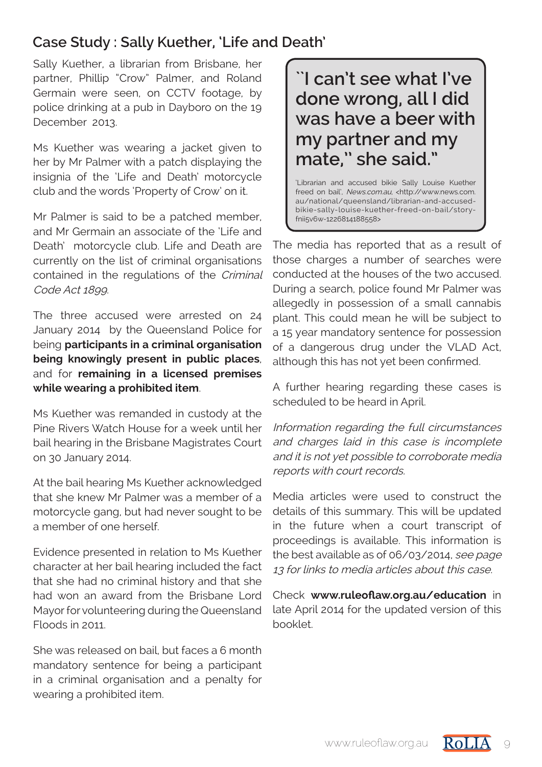## Case Study : Sally Kuether, 'Life and Death'

Sally Kuether, a librarian from Brisbane, her partner, Phillip "Crow" Palmer, and Roland Germain were seen, on CCTV footage, by police drinking at a pub in Dayboro on the 19 December 2013.

Ms Kuether was wearing a jacket given to her by Mr Palmer with a patch displaying the insignia of the 'Life and Death' motorcycle club and the words 'Property of Crow' on it.

Mr Palmer is said to be a patched member, and Mr Germain an associate of the 'Life and Death' motorcycle club. Life and Death are currently on the list of criminal organisations contained in the regulations of the *Criminal Code Act 1899*.

The three accused were arrested on 24 January 2014 by the Queensland Police for being **participants in a criminal organisation being knowingly present in public places**, and for **remaining in a licensed premises while wearing a prohibited item**.

Ms Kuether was remanded in custody at the Pine Rivers Watch House for a week until her bail hearing in the Brisbane Magistrates Court on 30 January 2014.

At the bail hearing Ms Kuether acknowledged that she knew Mr Palmer was a member of a motorcycle gang, but had never sought to be a member of one herself.

Evidence presented in relation to Ms Kuether character at her bail hearing included the fact that she had no criminal history and that she had won an award from the Brisbane Lord Mayor for volunteering during the Queensland Floods in 2011.

She was released on bail, but faces a 6 month mandatory sentence for being a participant in a criminal organisation and a penalty for wearing a prohibited item.

> **``I can't see what I've done wrong, all I did was have a beer with my partner and my mate,'' she said."**
>
> 'Librarian and accused bikie Sally Louise Kuether freed on bail', *News.com.au*, <http://www.news.com.au/national/queensland/librarian-and-accused-bikie-sally-louise-kuether-freed-on-bail/story-fnii5v6w-1226814188558>

The media has reported that as a result of those charges a number of searches were conducted at the houses of the two accused. During a search, police found Mr Palmer was allegedly in possession of a small cannabis plant. This could mean he will be subject to a 15 year mandatory sentence for possession of a dangerous drug under the VLAD Act, although this has not yet been confirmed.

A further hearing regarding these cases is scheduled to be heard in April.

*Information regarding the full circumstances and charges laid in this case is incomplete and it is not yet possible to corroborate media reports with court records.*

Media articles were used to construct the details of this summary. This will be updated in the future when a court transcript of proceedings is available. This information is the best available as of 06/03/2014, *see page 13 for links to media articles about this case*.

Check **www.ruleoflaw.org.au/education** in late April 2014 for the updated version of this booklet.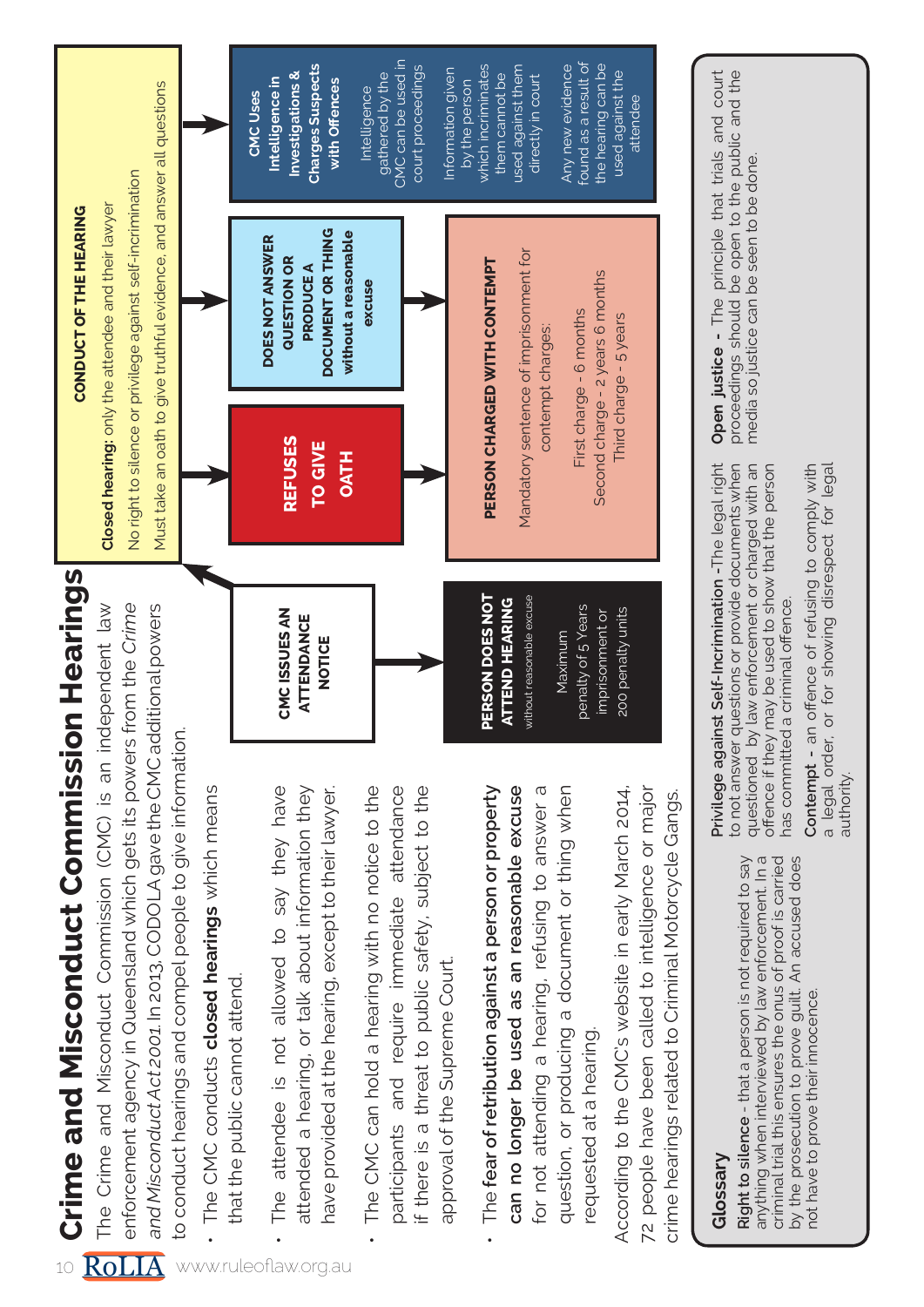# Crime and Misconduct Commission Hearings

The Crime and Misconduct Commission (CMC) is an independent law enforcement agency in Queensland which gets its powers from the *Crime and Misconduct Act 2001*. In 2013, CODOLA gave the CMC additional powers to conduct hearings and compel people to give information.

- The CMC conducts **closed hearings** which means that the public cannot attend.
- The attendee is not allowed to say they have attended a hearing, or talk about information they have provided at the hearing, except to their lawyer.
- The CMC can hold a hearing with no notice to the participants and require immediate attendance if there is a threat to public safety, subject to the approval of the Supreme Court.
- The **fear of retribution against a person or property can no longer be used as an reasonable excuse** for not attending a hearing, refusing to answer a question, or producing a document or thing when requested at a hearing.

According to the CMC's website in early March 2014, 72 people have been called to intelligence or major crime hearings related to Criminal Motorcycle Gangs.

**CMC ISSUES AN ATTENDANCE NOTICE**

→ **PERSON DOES NOT ATTEND HEARING** without reasonable excuse

Maximum penalty of 5 Years imprisonment or 200 penalty units

→ **CONDUCT OF THE HEARING**

**Closed hearing:** only the attendee and their lawyer

No right to silence or privilege against self-incrimination

Must take an oath to give truthful evidence, and answer all questions

→ **REFUSES TO GIVE OATH**

→ **DOES NOT ANSWER QUESTION OR PRODUCE A DOCUMENT OR THING without a reasonable excuse**

→ **PERSON CHARGED WITH CONTEMPT**

Mandatory sentence of imprisonment for contempt charges:

First charge - 6 months
Second charge - 2 years 6 months
Third charge - 5 years

→ **CMC Uses Intelligence in Investigations & Charges Suspects with Offences**

Intelligence gathered by the CMC can be used in court proceedings

Information given by the person which incriminates them cannot be used against them directly in court

Any new evidence found as a result of the hearing can be used against the attendee

## Glossary

**Right to silence** - that a person is not required to say anything when interviewed by law enforcement. In a criminal trial this ensures the onus of proof is carried by the prosecution to prove guilt. An accused does not have to prove their innocence.

**Privilege against Self-Incrimination** - The legal right to not answer questions or provide documents when questioned by law enforcement or charged with an offence if they may be used to show that the person has committed a criminal offence.

**Contempt** - an offence of refusing to comply with a legal order, or for showing disrespect for legal authority.

**Open justice** - The principle that trials and court proceedings should be open to the public and the media so justice can be seen to be done.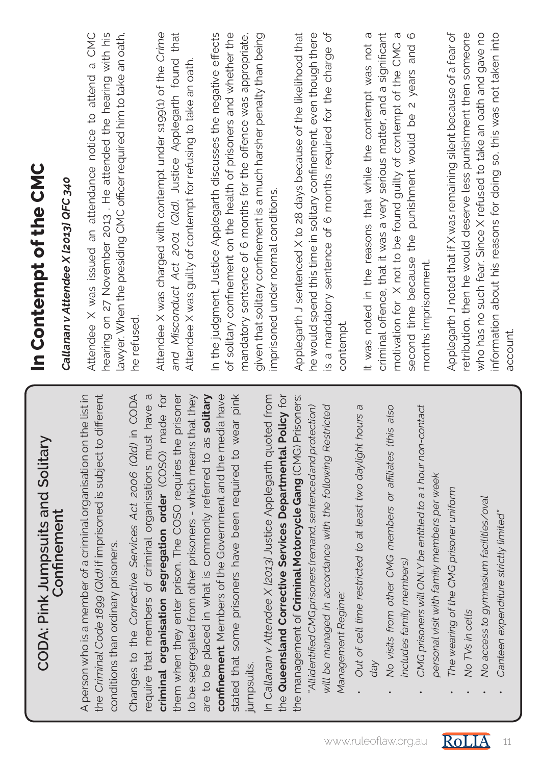## CODA: Pink Jumpsuits and Solitary Confinement

A person who is a member of a criminal organisation on the list in the *Criminal Code 1899 (Qld)* if imprisoned is subject to different conditions than ordinary prisoners.

Changes to the *Corrective Services Act 2006 (Qld)* in CODA require that members of criminal organisations must have a **criminal organisation segregation order** (COSO) made for them when they enter prison. The COSO requires the prisoner to be segregated from other prisoners - which means that they are to be placed in what is commonly referred to as **solitary confinement**. Members of the Government and the media have stated that some prisoners have been required to wear pink jumpsuits.

In *Callanan v Attendee X [2013]* Justice Applegarth quoted from the **Queensland Corrective Services Departmental Policy** for the management of **Criminal Motorcycle Gang** (CMG) Prisoners:

*"All identified CMG prisoners (remand, sentenced and protection) will be managed in accordance with the following Restricted Management Regime:*

- *Out of cell time restricted to at least two daylight hours a day*
- *No visits from other CMG members or affiliates (this also includes family members)*
- *CMG prisoners will ONLY be entitled to a 1 hour non-contact personal visit with family members per week*
- *The wearing of the CMG prisoner uniform*
- *No TVs in cells*
- *No access to gymnasium facilities/oval*
- *Canteen expenditure strictly limited"*

# In Contempt of the CMC

***Callanan v Attendee X [2013] QFC 340***

Attendee X was issued an attendance notice to attend a CMC hearing on 27 November 2013 . He attended the hearing with his lawyer. When the presiding CMC officer required him to take an oath, he refused.

Attendee X was charged with contempt under s199(1) of the *Crime and Misconduct Act 2001 (Qld)*. Justice Applegarth found that Attendee X was guilty of contempt for refusing to take an oath.

In the judgment, Justice Applegarth discusses the negative effects of solitary confinement on the health of prisoners and whether the mandatory sentence of 6 months for the offence was appropriate, given that solitary confinement is a much harsher penalty than being imprisoned under normal conditions.

Applegarth J sentenced X to 28 days because of the likelihood that he would spend this time in solitary confinement, even though there is a mandatory sentence of 6 months required for the charge of contempt.

It was noted in the reasons that while the contempt was not a criminal offence, that it was a very serious matter, and a significant motivation for X not to be found guilty of contempt of the CMC a second time because the punishment would be 2 years and 6 months imprisonment.

Applegarth J noted that if X was remaining silent because of a fear of retribution, then he would deserve less punishment then someone who has no such fear. Since X refused to take an oath and gave no information about his reasons for doing so, this was not taken into account.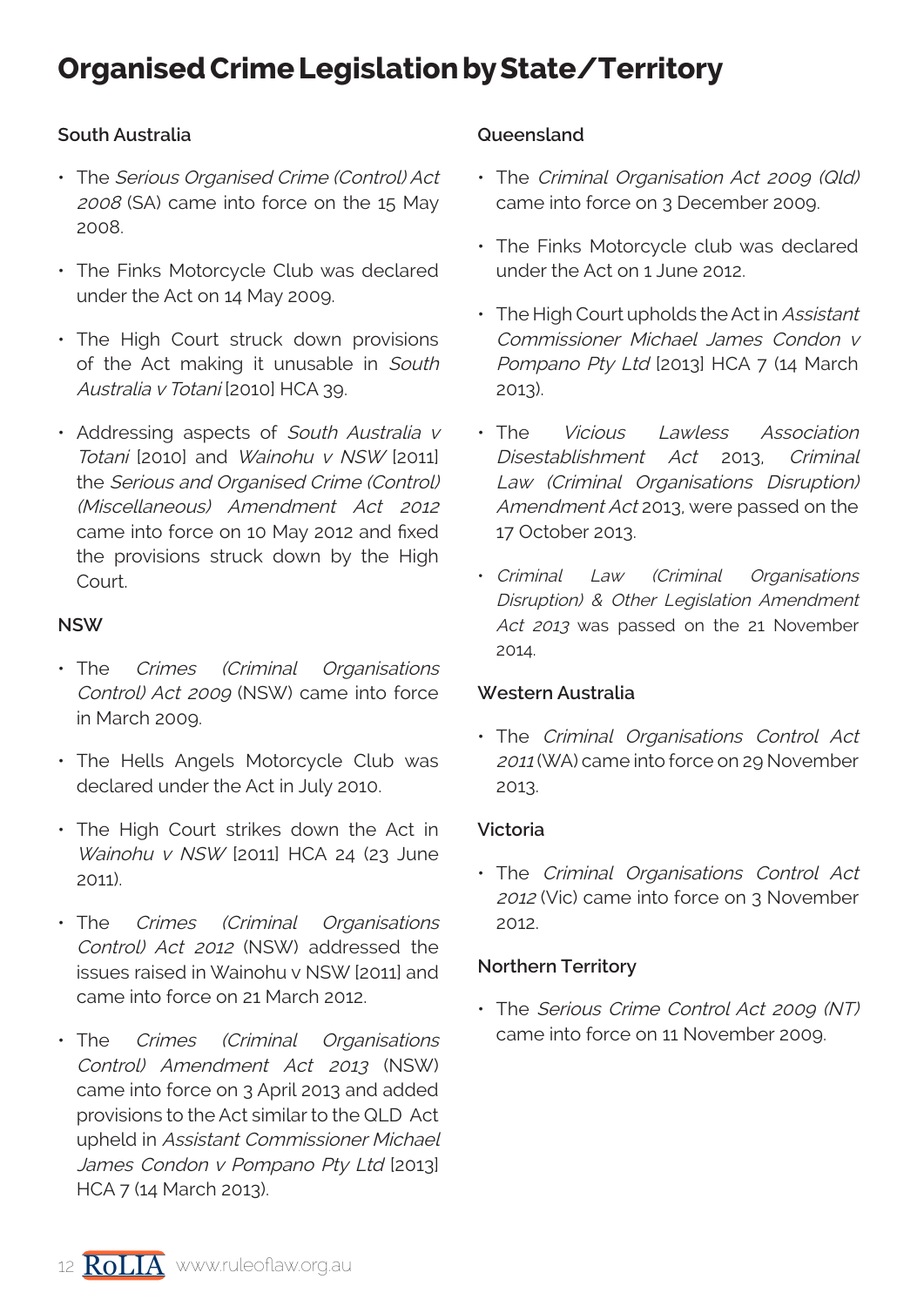# Organised Crime Legislation by State/Territory

### South Australia

- The *Serious Organised Crime (Control) Act 2008* (SA) came into force on the 15 May 2008.
- The Finks Motorcycle Club was declared under the Act on 14 May 2009.
- The High Court struck down provisions of the Act making it unusable in *South Australia v Totani* [2010] HCA 39.
- Addressing aspects of *South Australia v Totani* [2010] and *Wainohu v NSW* [2011] the *Serious and Organised Crime (Control) (Miscellaneous) Amendment Act 2012* came into force on 10 May 2012 and fixed the provisions struck down by the High Court.

### NSW

- The *Crimes (Criminal Organisations Control) Act 2009* (NSW) came into force in March 2009.
- The Hells Angels Motorcycle Club was declared under the Act in July 2010.
- The High Court strikes down the Act in *Wainohu v NSW* [2011] HCA 24 (23 June 2011).
- The *Crimes (Criminal Organisations Control) Act 2012* (NSW) addressed the issues raised in Wainohu v NSW [2011] and came into force on 21 March 2012.
- The *Crimes (Criminal Organisations Control) Amendment Act 2013* (NSW) came into force on 3 April 2013 and added provisions to the Act similar to the QLD Act upheld in *Assistant Commissioner Michael James Condon v Pompano Pty Ltd* [2013] HCA 7 (14 March 2013).

### Queensland

- The *Criminal Organisation Act 2009 (Qld)* came into force on 3 December 2009.
- The Finks Motorcycle club was declared under the Act on 1 June 2012.
- The High Court upholds the Act in *Assistant Commissioner Michael James Condon v Pompano Pty Ltd* [2013] HCA 7 (14 March 2013).
- The *Vicious Lawless Association Disestablishment Act* 2013, *Criminal Law (Criminal Organisations Disruption) Amendment Act* 2013, were passed on the 17 October 2013.
- *Criminal Law (Criminal Organisations Disruption) & Other Legislation Amendment Act 2013* was passed on the 21 November 2014.

### Western Australia

- The *Criminal Organisations Control Act 2011* (WA) came into force on 29 November 2013.

### Victoria

- The *Criminal Organisations Control Act 2012* (Vic) came into force on 3 November 2012.

### Northern Territory

- The *Serious Crime Control Act 2009 (NT)* came into force on 11 November 2009.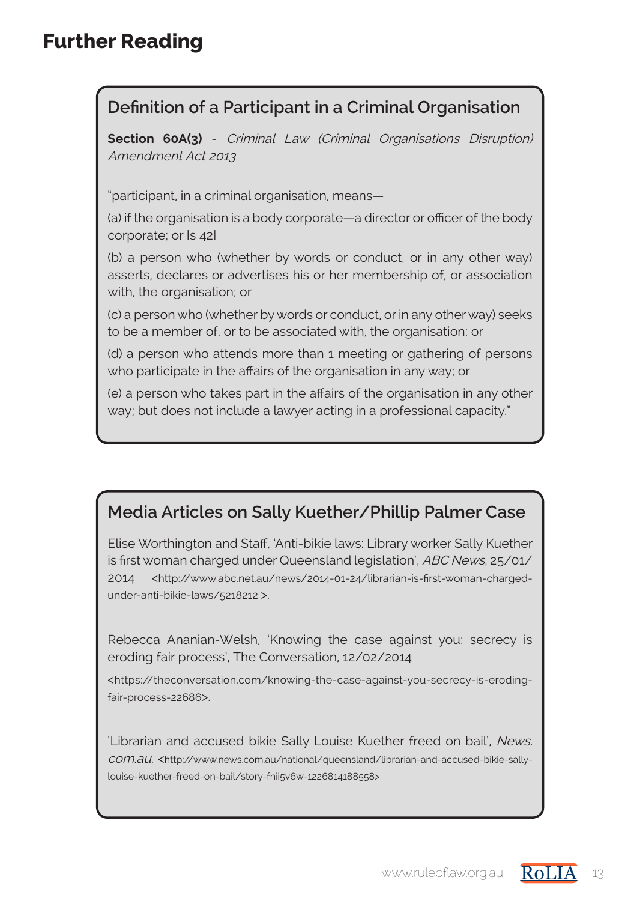# Further Reading

## Definition of a Participant in a Criminal Organisation

**Section 60A(3)** - *Criminal Law (Criminal Organisations Disruption) Amendment Act 2013*

"participant, in a criminal organisation, means—

(a) if the organisation is a body corporate—a director or officer of the body corporate; or [s 42]

(b) a person who (whether by words or conduct, or in any other way) asserts, declares or advertises his or her membership of, or association with, the organisation; or

(c) a person who (whether by words or conduct, or in any other way) seeks to be a member of, or to be associated with, the organisation; or

(d) a person who attends more than 1 meeting or gathering of persons who participate in the affairs of the organisation in any way; or

(e) a person who takes part in the affairs of the organisation in any other way; but does not include a lawyer acting in a professional capacity."

## Media Articles on Sally Kuether/Phillip Palmer Case

Elise Worthington and Staff, 'Anti-bikie laws: Library worker Sally Kuether is first woman charged under Queensland legislation', *ABC News*, 25/01/2014 <http://www.abc.net.au/news/2014-01-24/librarian-is-first-woman-charged-under-anti-bikie-laws/5218212 >.

Rebecca Ananian-Welsh, 'Knowing the case against you: secrecy is eroding fair process', The Conversation, 12/02/2014

<https://theconversation.com/knowing-the-case-against-you-secrecy-is-eroding-fair-process-22686>.

'Librarian and accused bikie Sally Louise Kuether freed on bail', *News.com.au*, <http://www.news.com.au/national/queensland/librarian-and-accused-bikie-sally-louise-kuether-freed-on-bail/story-fnii5v6w-1226814188558>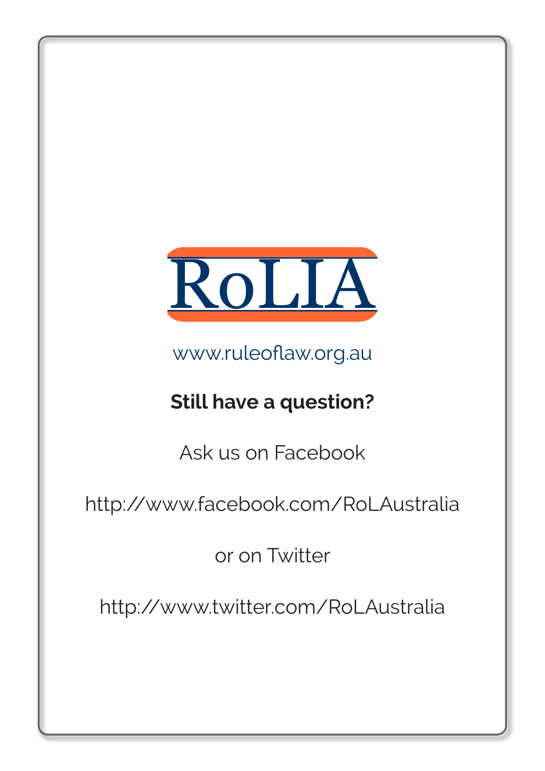RoLIA

www.ruleoflaw.org.au

**Still have a question?**

Ask us on Facebook

http://www.facebook.com/RoLAustralia

or on Twitter

http://www.twitter.com/RoLAustralia